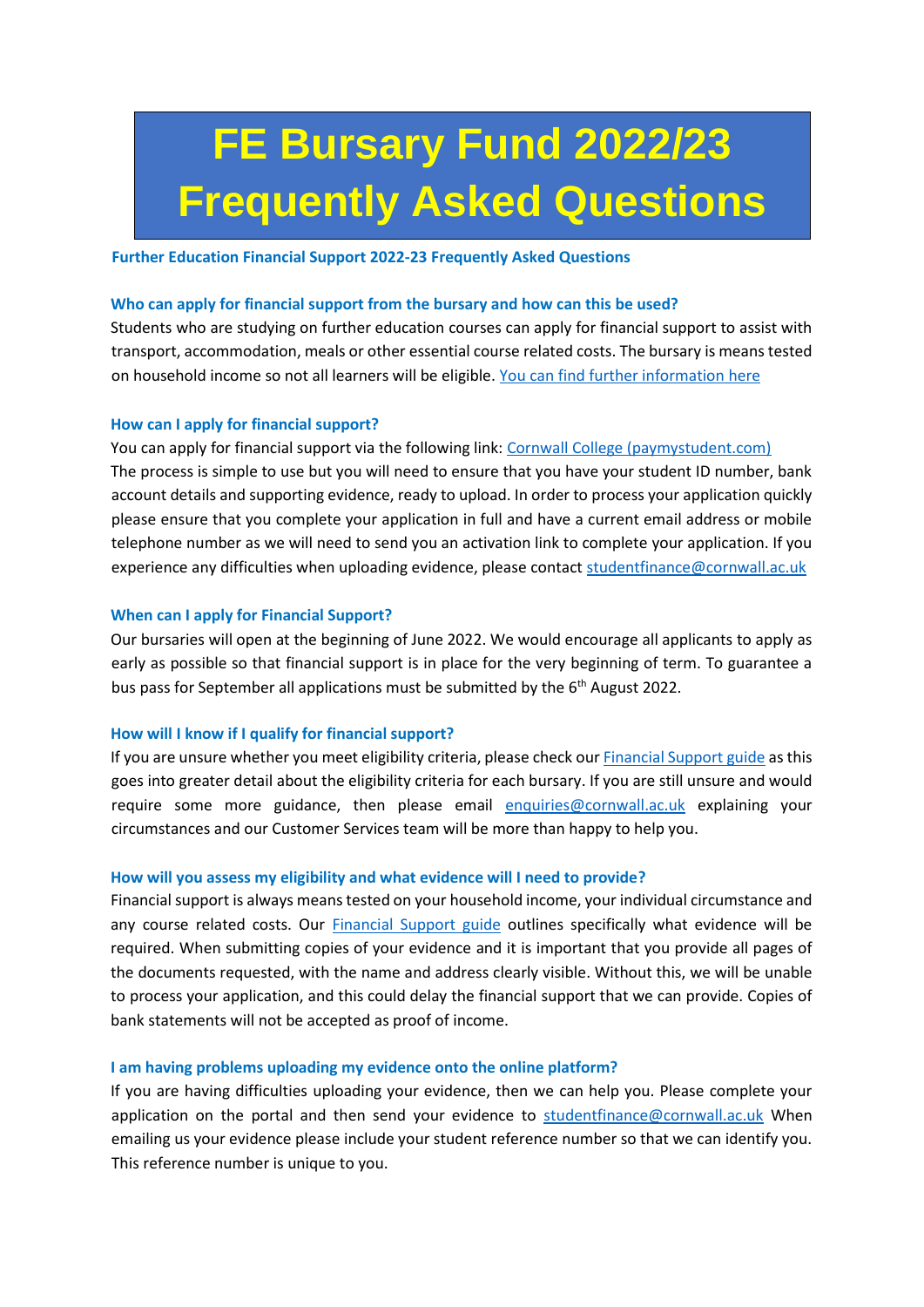# FE Bursary Fund 2022/23 Frequently Asked Questions

**Further Education Financial Support 2022-23 Frequently Asked Questions**

### Who can apply for financial support from the bursary and how can this be used?

Students who are studying on further education courses can apply for financial support to assist with transport, accommodation, meals or other essential course related costs. The bursary is means tested on household income so not all learners will be eligible. [You can find further information here]

### How can I apply for financial support?

You can apply for financial support via the following link: [Cornwall College (paymystudent.com)]
The process is simple to use but you will need to ensure that you have your student ID number, bank account details and supporting evidence, ready to upload. In order to process your application quickly please ensure that you complete your application in full and have a current email address or mobile telephone number as we will need to send you an activation link to complete your application. If you experience any difficulties when uploading evidence, please contact studentfinance@cornwall.ac.uk

### When can I apply for Financial Support?

Our bursaries will open at the beginning of June 2022. We would encourage all applicants to apply as early as possible so that financial support is in place for the very beginning of term. To guarantee a bus pass for September all applications must be submitted by the 6th August 2022.

### How will I know if I qualify for financial support?

If you are unsure whether you meet eligibility criteria, please check our [Financial Support guide] as this goes into greater detail about the eligibility criteria for each bursary. If you are still unsure and would require some more guidance, then please email enquiries@cornwall.ac.uk explaining your circumstances and our Customer Services team will be more than happy to help you.

### How will you assess my eligibility and what evidence will I need to provide?

Financial support is always means tested on your household income, your individual circumstance and any course related costs. Our [Financial Support guide] outlines specifically what evidence will be required. When submitting copies of your evidence and it is important that you provide all pages of the documents requested, with the name and address clearly visible. Without this, we will be unable to process your application, and this could delay the financial support that we can provide. Copies of bank statements will not be accepted as proof of income.

### I am having problems uploading my evidence onto the online platform?

If you are having difficulties uploading your evidence, then we can help you. Please complete your application on the portal and then send your evidence to studentfinance@cornwall.ac.uk When emailing us your evidence please include your student reference number so that we can identify you. This reference number is unique to you.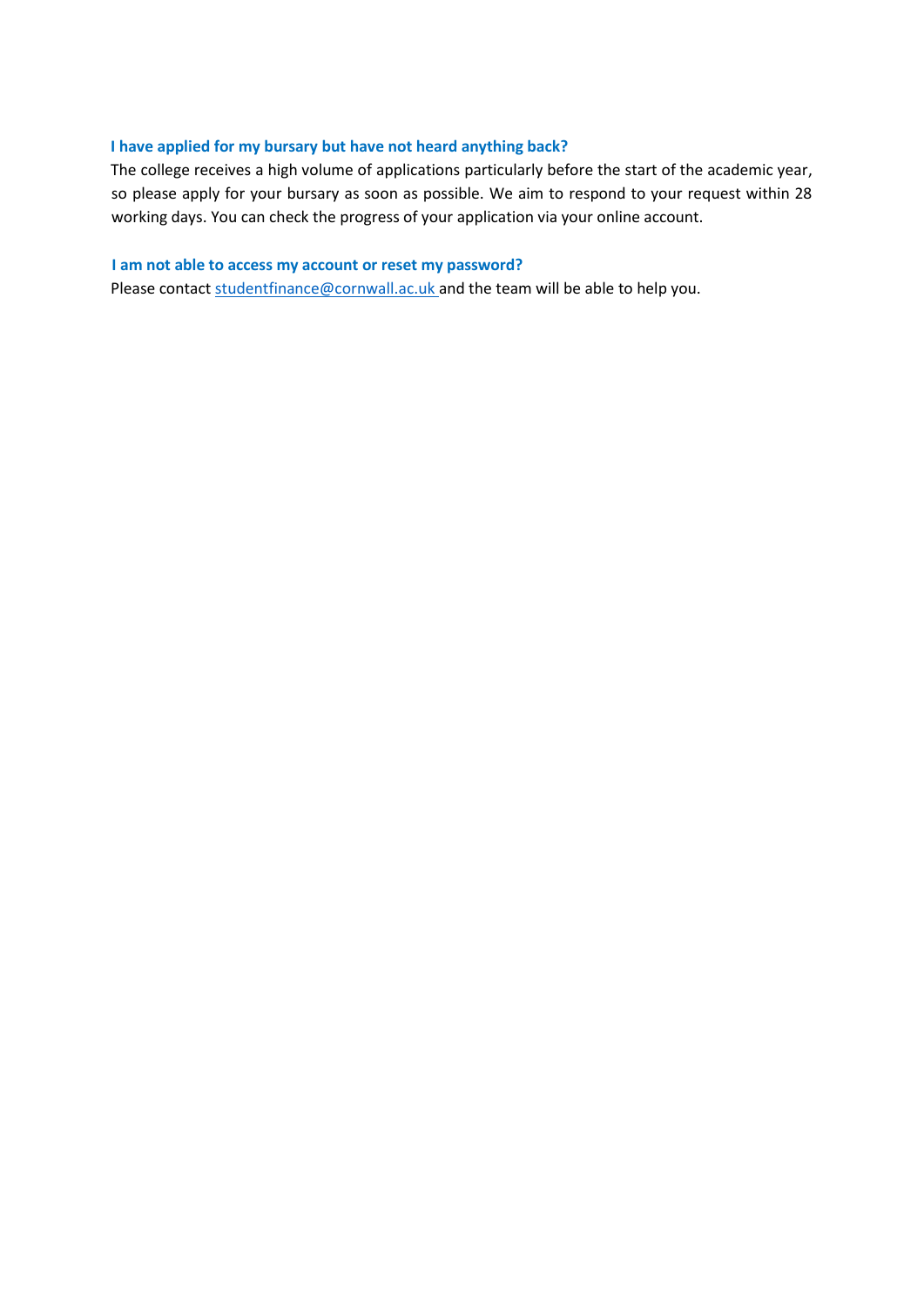### I have applied for my bursary but have not heard anything back?

The college receives a high volume of applications particularly before the start of the academic year, so please apply for your bursary as soon as possible. We aim to respond to your request within 28 working days. You can check the progress of your application via your online account.

### I am not able to access my account or reset my password?

Please contact studentfinance@cornwall.ac.uk and the team will be able to help you.